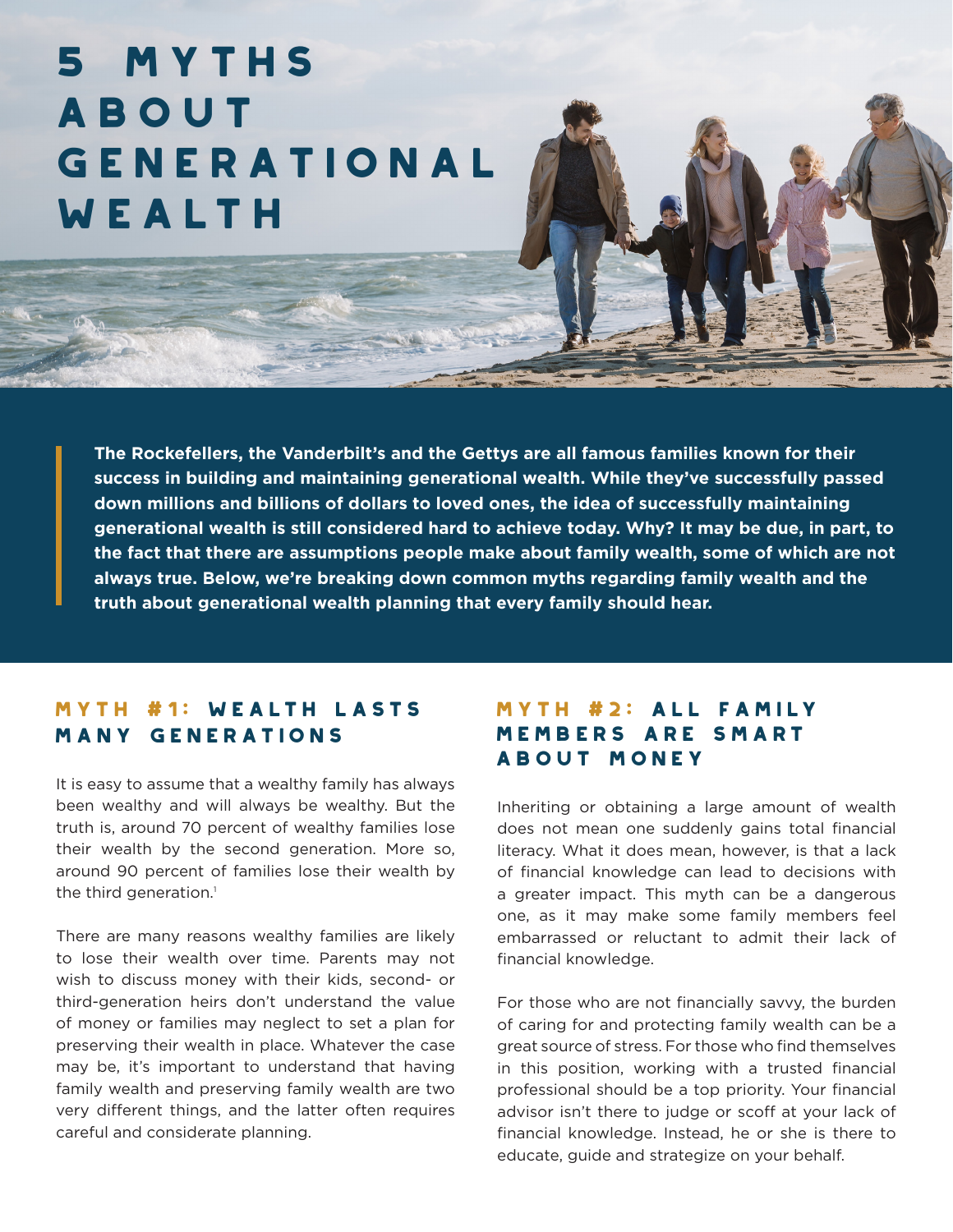# 5 MYTHS ABOUT GENERATIONAL WEALTH

**The Rockefellers, the Vanderbilt's and the Gettys are all famous families known for their success in building and maintaining generational wealth. While they've successfully passed down millions and billions of dollars to loved ones, the idea of successfully maintaining generational wealth is still considered hard to achieve today. Why? It may be due, in part, to the fact that there are assumptions people make about family wealth, some of which are not always true. Below, we're breaking down common myths regarding family wealth and the truth about generational wealth planning that every family should hear.**

## MYTH #1: WEALTH LASTS MANY GENERATIONS

It is easy to assume that a wealthy family has always been wealthy and will always be wealthy. But the truth is, around 70 percent of wealthy families lose their wealth by the second generation. More so, around 90 percent of families lose their wealth by the third generation.[1]

There are many reasons wealthy families are likely to lose their wealth over time. Parents may not wish to discuss money with their kids, second- or third-generation heirs don't understand the value of money or families may neglect to set a plan for preserving their wealth in place. Whatever the case may be, it's important to understand that having family wealth and preserving family wealth are two very different things, and the latter often requires careful and considerate planning.

## MYTH #2: ALL FAMILY MEMBERS ARE SMART ABOUT MONEY

Inheriting or obtaining a large amount of wealth does not mean one suddenly gains total financial literacy. What it does mean, however, is that a lack of financial knowledge can lead to decisions with a greater impact. This myth can be a dangerous one, as it may make some family members feel embarrassed or reluctant to admit their lack of financial knowledge.

For those who are not financially savvy, the burden of caring for and protecting family wealth can be a great source of stress. For those who find themselves in this position, working with a trusted financial professional should be a top priority. Your financial advisor isn't there to judge or scoff at your lack of financial knowledge. Instead, he or she is there to educate, guide and strategize on your behalf.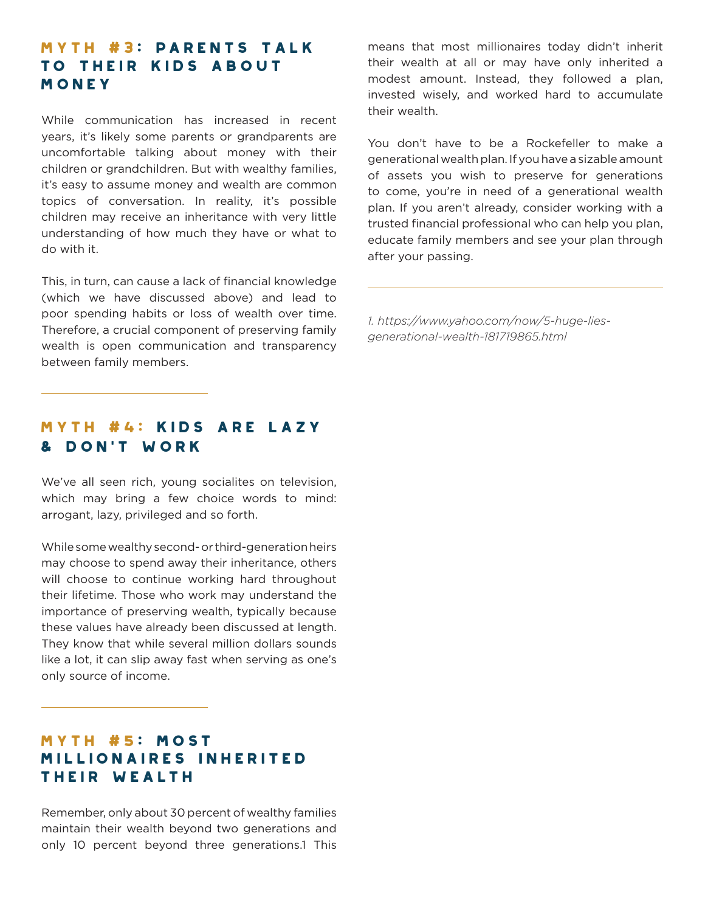## MYTH #3: PARENTS TALK TO THEIR KIDS ABOUT MONEY

While communication has increased in recent years, it's likely some parents or grandparents are uncomfortable talking about money with their children or grandchildren. But with wealthy families, it's easy to assume money and wealth are common topics of conversation. In reality, it's possible children may receive an inheritance with very little understanding of how much they have or what to do with it.

This, in turn, can cause a lack of financial knowledge (which we have discussed above) and lead to poor spending habits or loss of wealth over time. Therefore, a crucial component of preserving family wealth is open communication and transparency between family members.

---

## MYTH #4: KIDS ARE LAZY & DON'T WORK

We've all seen rich, young socialites on television, which may bring a few choice words to mind: arrogant, lazy, privileged and so forth.

While some wealthy second- or third-generation heirs may choose to spend away their inheritance, others will choose to continue working hard throughout their lifetime. Those who work may understand the importance of preserving wealth, typically because these values have already been discussed at length. They know that while several million dollars sounds like a lot, it can slip away fast when serving as one's only source of income.

---

## MYTH #5: MOST MILLIONAIRES INHERITED THEIR WEALTH

Remember, only about 30 percent of wealthy families maintain their wealth beyond two generations and only 10 percent beyond three generations.[1] This means that most millionaires today didn't inherit their wealth at all or may have only inherited a modest amount. Instead, they followed a plan, invested wisely, and worked hard to accumulate their wealth.

You don't have to be a Rockefeller to make a generational wealth plan. If you have a sizable amount of assets you wish to preserve for generations to come, you're in need of a generational wealth plan. If you aren't already, consider working with a trusted financial professional who can help you plan, educate family members and see your plan through after your passing.

---

*1. https://www.yahoo.com/now/5-huge-lies-generational-wealth-181719865.html*